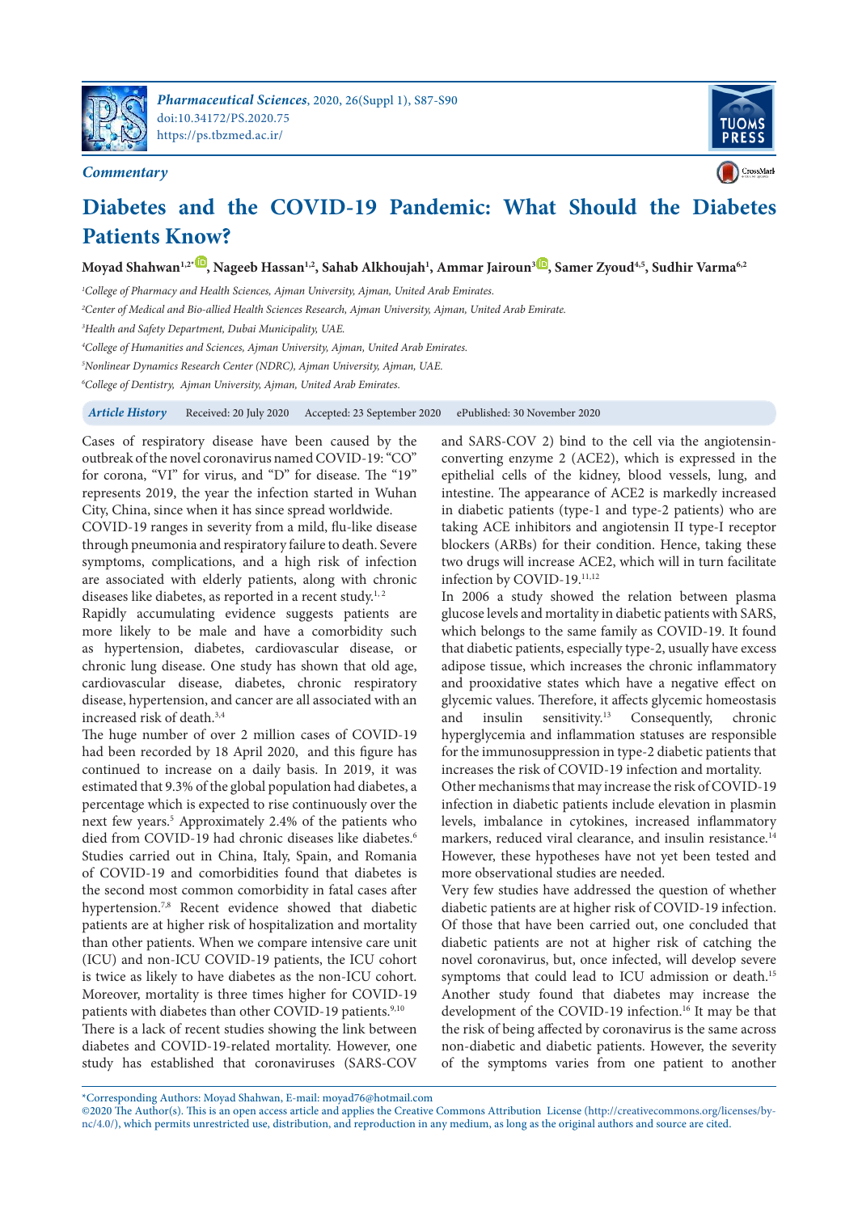*Commentary*

# Diabetes and the COVID-19 Pandemic: What Should the Diabetes Patients Know?

**Moyad Shahwan[1,2*], Nageeb Hassan[1,2], Sahab Alkhoujah[1], Ammar Jairoun[3], Samer Zyoud[4,5], Sudhir Varma[6,2]**

[1]College of Pharmacy and Health Sciences, Ajman University, Ajman, United Arab Emirates.
[2]Center of Medical and Bio-allied Health Sciences Research, Ajman University, Ajman, United Arab Emirate.
[3]Health and Safety Department, Dubai Municipality, UAE.
[4]College of Humanities and Sciences, Ajman University, Ajman, United Arab Emirates.
[5]Nonlinear Dynamics Research Center (NDRC), Ajman University, Ajman, UAE.
[6]College of Dentistry, Ajman University, Ajman, United Arab Emirates.

***Article History*** Received: 20 July 2020 Accepted: 23 September 2020 ePublished: 30 November 2020

Cases of respiratory disease have been caused by the outbreak of the novel coronavirus named COVID-19: "CO" for corona, "VI" for virus, and "D" for disease. The "19" represents 2019, the year the infection started in Wuhan City, China, since when it has since spread worldwide.

COVID-19 ranges in severity from a mild, flu-like disease through pneumonia and respiratory failure to death. Severe symptoms, complications, and a high risk of infection are associated with elderly patients, along with chronic diseases like diabetes, as reported in a recent study.[1,2]

Rapidly accumulating evidence suggests patients are more likely to be male and have a comorbidity such as hypertension, diabetes, cardiovascular disease, or chronic lung disease. One study has shown that old age, cardiovascular disease, diabetes, chronic respiratory disease, hypertension, and cancer are all associated with an increased risk of death.[3,4]

The huge number of over 2 million cases of COVID-19 had been recorded by 18 April 2020, and this figure has continued to increase on a daily basis. In 2019, it was estimated that 9.3% of the global population had diabetes, a percentage which is expected to rise continuously over the next few years.[5] Approximately 2.4% of the patients who died from COVID-19 had chronic diseases like diabetes.[6] Studies carried out in China, Italy, Spain, and Romania of COVID-19 and comorbidities found that diabetes is the second most common comorbidity in fatal cases after hypertension.[7,8] Recent evidence showed that diabetic patients are at higher risk of hospitalization and mortality than other patients. When we compare intensive care unit (ICU) and non-ICU COVID-19 patients, the ICU cohort is twice as likely to have diabetes as the non-ICU cohort. Moreover, mortality is three times higher for COVID-19 patients with diabetes than other COVID-19 patients.[9,10]

There is a lack of recent studies showing the link between diabetes and COVID-19-related mortality. However, one study has established that coronaviruses (SARS-COV and SARS-COV 2) bind to the cell via the angiotensin-converting enzyme 2 (ACE2), which is expressed in the epithelial cells of the kidney, blood vessels, lung, and intestine. The appearance of ACE2 is markedly increased in diabetic patients (type-1 and type-2 patients) who are taking ACE inhibitors and angiotensin II type-I receptor blockers (ARBs) for their condition. Hence, taking these two drugs will increase ACE2, which will in turn facilitate infection by COVID-19.[11,12]

In 2006 a study showed the relation between plasma glucose levels and mortality in diabetic patients with SARS, which belongs to the same family as COVID-19. It found that diabetic patients, especially type-2, usually have excess adipose tissue, which increases the chronic inflammatory and prooxidative states which have a negative effect on glycemic values. Therefore, it affects glycemic homeostasis and insulin sensitivity.[13] Consequently, chronic hyperglycemia and inflammation statuses are responsible for the immunosuppression in type-2 diabetic patients that increases the risk of COVID-19 infection and mortality.

Other mechanisms that may increase the risk of COVID-19 infection in diabetic patients include elevation in plasmin levels, imbalance in cytokines, increased inflammatory markers, reduced viral clearance, and insulin resistance.[14] However, these hypotheses have not yet been tested and more observational studies are needed.

Very few studies have addressed the question of whether diabetic patients are at higher risk of COVID-19 infection. Of those that have been carried out, one concluded that diabetic patients are not at higher risk of catching the novel coronavirus, but, once infected, will develop severe symptoms that could lead to ICU admission or death.[15] Another study found that diabetes may increase the development of the COVID-19 infection.[16] It may be that the risk of being affected by coronavirus is the same across non-diabetic and diabetic patients. However, the severity of the symptoms varies from one patient to another

*Corresponding Authors: Moyad Shahwan, E-mail: moyad76@hotmail.com
©2020 The Author(s). This is an open access article and applies the Creative Commons Attribution License (http://creativecommons.org/licenses/by-nc/4.0/), which permits unrestricted use, distribution, and reproduction in any medium, as long as the original authors and source are cited.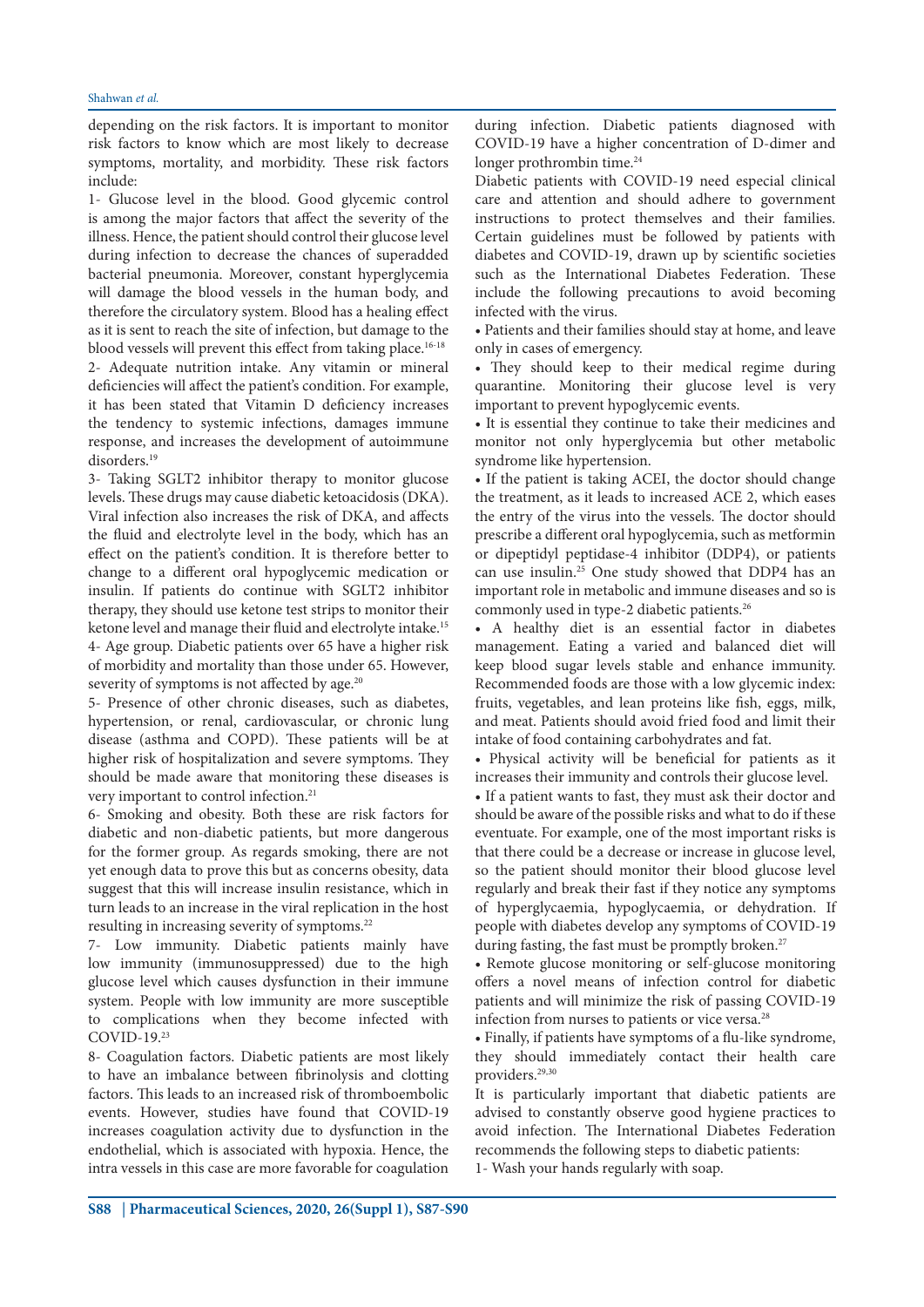depending on the risk factors. It is important to monitor risk factors to know which are most likely to decrease symptoms, mortality, and morbidity. These risk factors include:

1- Glucose level in the blood. Good glycemic control is among the major factors that affect the severity of the illness. Hence, the patient should control their glucose level during infection to decrease the chances of superadded bacterial pneumonia. Moreover, constant hyperglycemia will damage the blood vessels in the human body, and therefore the circulatory system. Blood has a healing effect as it is sent to reach the site of infection, but damage to the blood vessels will prevent this effect from taking place.[16-18]

2- Adequate nutrition intake. Any vitamin or mineral deficiencies will affect the patient's condition. For example, it has been stated that Vitamin D deficiency increases the tendency to systemic infections, damages immune response, and increases the development of autoimmune disorders.[19]

3- Taking SGLT2 inhibitor therapy to monitor glucose levels. These drugs may cause diabetic ketoacidosis (DKA). Viral infection also increases the risk of DKA, and affects the fluid and electrolyte level in the body, which has an effect on the patient's condition. It is therefore better to change to a different oral hypoglycemic medication or insulin. If patients do continue with SGLT2 inhibitor therapy, they should use ketone test strips to monitor their ketone level and manage their fluid and electrolyte intake.[15]

4- Age group. Diabetic patients over 65 have a higher risk of morbidity and mortality than those under 65. However, severity of symptoms is not affected by age.[20]

5- Presence of other chronic diseases, such as diabetes, hypertension, or renal, cardiovascular, or chronic lung disease (asthma and COPD). These patients will be at higher risk of hospitalization and severe symptoms. They should be made aware that monitoring these diseases is very important to control infection.[21]

6- Smoking and obesity. Both these are risk factors for diabetic and non-diabetic patients, but more dangerous for the former group. As regards smoking, there are not yet enough data to prove this but as concerns obesity, data suggest that this will increase insulin resistance, which in turn leads to an increase in the viral replication in the host resulting in increasing severity of symptoms.[22]

7- Low immunity. Diabetic patients mainly have low immunity (immunosuppressed) due to the high glucose level which causes dysfunction in their immune system. People with low immunity are more susceptible to complications when they become infected with COVID-19.[23]

8- Coagulation factors. Diabetic patients are most likely to have an imbalance between fibrinolysis and clotting factors. This leads to an increased risk of thromboembolic events. However, studies have found that COVID-19 increases coagulation activity due to dysfunction in the endothelial, which is associated with hypoxia. Hence, the intra vessels in this case are more favorable for coagulation during infection. Diabetic patients diagnosed with COVID-19 have a higher concentration of D-dimer and longer prothrombin time.[24]

Diabetic patients with COVID-19 need especial clinical care and attention and should adhere to government instructions to protect themselves and their families. Certain guidelines must be followed by patients with diabetes and COVID-19, drawn up by scientific societies such as the International Diabetes Federation. These include the following precautions to avoid becoming infected with the virus.

- Patients and their families should stay at home, and leave only in cases of emergency.
- They should keep to their medical regime during quarantine. Monitoring their glucose level is very important to prevent hypoglycemic events.
- It is essential they continue to take their medicines and monitor not only hyperglycemia but other metabolic syndrome like hypertension.
- If the patient is taking ACEI, the doctor should change the treatment, as it leads to increased ACE 2, which eases the entry of the virus into the vessels. The doctor should prescribe a different oral hypoglycemic, such as metformin or dipeptidyl peptidase-4 inhibitor (DDP4), or patients can use insulin.[25] One study showed that DDP4 has an important role in metabolic and immune diseases and so is commonly used in type-2 diabetic patients.[26]
- A healthy diet is an essential factor in diabetes management. Eating a varied and balanced diet will keep blood sugar levels stable and enhance immunity. Recommended foods are those with a low glycemic index: fruits, vegetables, and lean proteins like fish, eggs, milk, and meat. Patients should avoid fried food and limit their intake of food containing carbohydrates and fat.
- Physical activity will be beneficial for patients as it increases their immunity and controls their glucose level.
- If a patient wants to fast, they must ask their doctor and should be aware of the possible risks and what to do if these eventuate. For example, one of the most important risks is that there could be a decrease or increase in glucose level, so the patient should monitor their blood glucose level regularly and break their fast if they notice any symptoms of hyperglycaemia, hypoglycaemia, or dehydration. If people with diabetes develop any symptoms of COVID-19 during fasting, the fast must be promptly broken.[27]
- Remote glucose monitoring or self-glucose monitoring offers a novel means of infection control for diabetic patients and will minimize the risk of passing COVID-19 infection from nurses to patients or vice versa.[28]
- Finally, if patients have symptoms of a flu-like syndrome, they should immediately contact their health care providers.[29,30]

It is particularly important that diabetic patients are advised to constantly observe good hygiene practices to avoid infection. The International Diabetes Federation recommends the following steps to diabetic patients:

1- Wash your hands regularly with soap.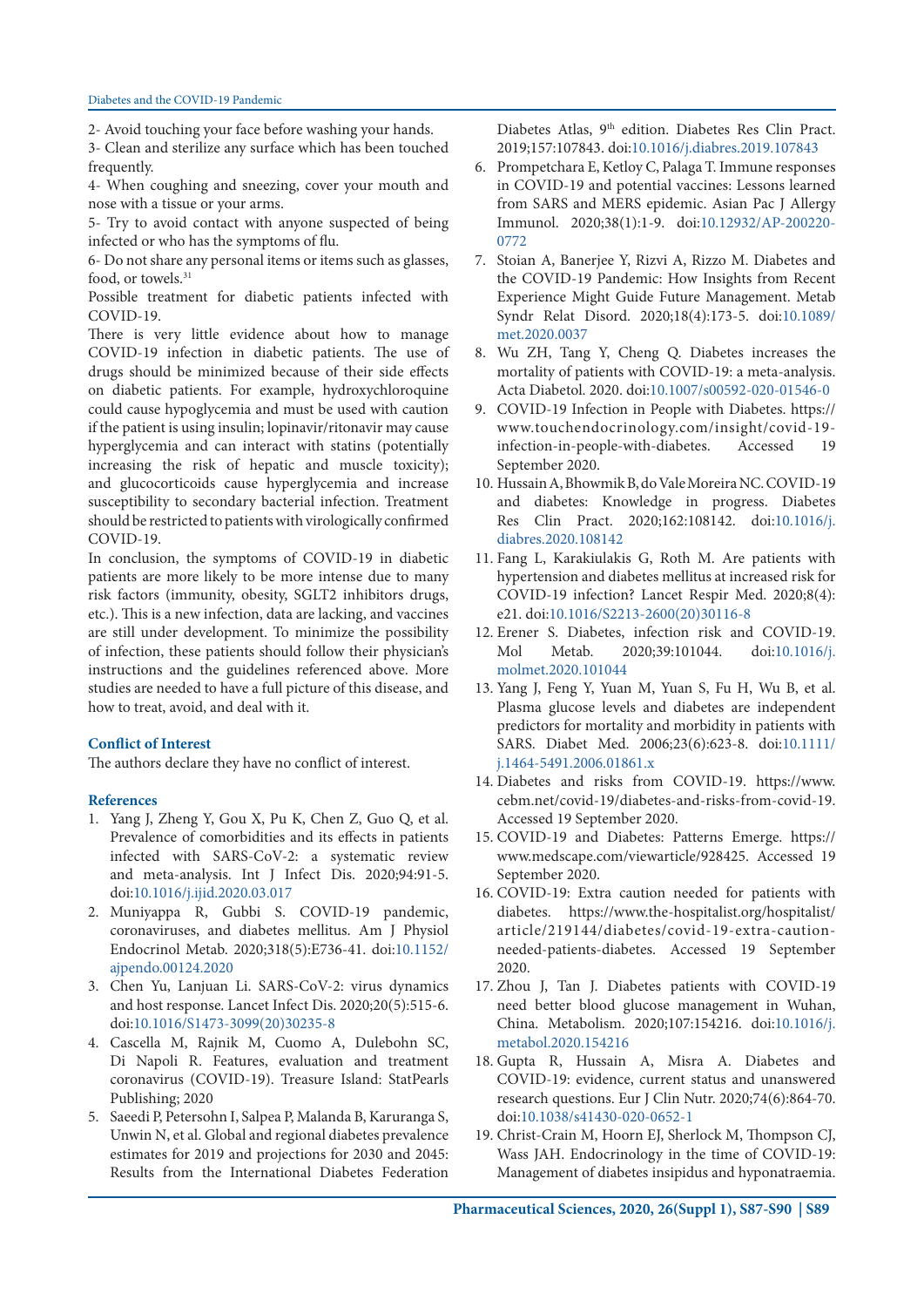2- Avoid touching your face before washing your hands.

3- Clean and sterilize any surface which has been touched frequently.

4- When coughing and sneezing, cover your mouth and nose with a tissue or your arms.

5- Try to avoid contact with anyone suspected of being infected or who has the symptoms of flu.

6- Do not share any personal items or items such as glasses, food, or towels.[31]

Possible treatment for diabetic patients infected with COVID-19.

There is very little evidence about how to manage COVID-19 infection in diabetic patients. The use of drugs should be minimized because of their side effects on diabetic patients. For example, hydroxychloroquine could cause hypoglycemia and must be used with caution if the patient is using insulin; lopinavir/ritonavir may cause hyperglycemia and can interact with statins (potentially increasing the risk of hepatic and muscle toxicity); and glucocorticoids cause hyperglycemia and increase susceptibility to secondary bacterial infection. Treatment should be restricted to patients with virologically confirmed COVID-19.

In conclusion, the symptoms of COVID-19 in diabetic patients are more likely to be more intense due to many risk factors (immunity, obesity, SGLT2 inhibitors drugs, etc.). This is a new infection, data are lacking, and vaccines are still under development. To minimize the possibility of infection, these patients should follow their physician's instructions and the guidelines referenced above. More studies are needed to have a full picture of this disease, and how to treat, avoid, and deal with it.

## Conflict of Interest

The authors declare they have no conflict of interest.

## References

1. Yang J, Zheng Y, Gou X, Pu K, Chen Z, Guo Q, et al. Prevalence of comorbidities and its effects in patients infected with SARS-CoV-2: a systematic review and meta-analysis. Int J Infect Dis. 2020;94:91-5. doi:10.1016/j.ijid.2020.03.017
2. Muniyappa R, Gubbi S. COVID-19 pandemic, coronaviruses, and diabetes mellitus. Am J Physiol Endocrinol Metab. 2020;318(5):E736-41. doi:10.1152/ajpendo.00124.2020
3. Chen Yu, Lanjuan Li. SARS-CoV-2: virus dynamics and host response. Lancet Infect Dis. 2020;20(5):515-6. doi:10.1016/S1473-3099(20)30235-8
4. Cascella M, Rajnik M, Cuomo A, Dulebohn SC, Di Napoli R. Features, evaluation and treatment coronavirus (COVID-19). Treasure Island: StatPearls Publishing; 2020
5. Saeedi P, Petersohn I, Salpea P, Malanda B, Karuranga S, Unwin N, et al. Global and regional diabetes prevalence estimates for 2019 and projections for 2030 and 2045: Results from the International Diabetes Federation Diabetes Atlas, 9th edition. Diabetes Res Clin Pract. 2019;157:107843. doi:10.1016/j.diabres.2019.107843
6. Prompetchara E, Ketloy C, Palaga T. Immune responses in COVID-19 and potential vaccines: Lessons learned from SARS and MERS epidemic. Asian Pac J Allergy Immunol. 2020;38(1):1-9. doi:10.12932/AP-200220-0772
7. Stoian A, Banerjee Y, Rizvi A, Rizzo M. Diabetes and the COVID-19 Pandemic: How Insights from Recent Experience Might Guide Future Management. Metab Syndr Relat Disord. 2020;18(4):173-5. doi:10.1089/met.2020.0037
8. Wu ZH, Tang Y, Cheng Q. Diabetes increases the mortality of patients with COVID-19: a meta-analysis. Acta Diabetol. 2020. doi:10.1007/s00592-020-01546-0
9. COVID-19 Infection in People with Diabetes. https://www.touchendocrinology.com/insight/covid-19-infection-in-people-with-diabetes. Accessed 19 September 2020.
10. Hussain A, Bhowmik B, do Vale Moreira NC. COVID-19 and diabetes: Knowledge in progress. Diabetes Res Clin Pract. 2020;162:108142. doi:10.1016/j.diabres.2020.108142
11. Fang L, Karakiulakis G, Roth M. Are patients with hypertension and diabetes mellitus at increased risk for COVID-19 infection? Lancet Respir Med. 2020;8(4):e21. doi:10.1016/S2213-2600(20)30116-8
12. Erener S. Diabetes, infection risk and COVID-19. Mol Metab. 2020;39:101044. doi:10.1016/j.molmet.2020.101044
13. Yang J, Feng Y, Yuan M, Yuan S, Fu H, Wu B, et al. Plasma glucose levels and diabetes are independent predictors for mortality and morbidity in patients with SARS. Diabet Med. 2006;23(6):623-8. doi:10.1111/j.1464-5491.2006.01861.x
14. Diabetes and risks from COVID-19. https://www.cebm.net/covid-19/diabetes-and-risks-from-covid-19. Accessed 19 September 2020.
15. COVID-19 and Diabetes: Patterns Emerge. https://www.medscape.com/viewarticle/928425. Accessed 19 September 2020.
16. COVID-19: Extra caution needed for patients with diabetes. https://www.the-hospitalist.org/hospitalist/article/219144/diabetes/covid-19-extra-caution-needed-patients-diabetes. Accessed 19 September 2020.
17. Zhou J, Tan J. Diabetes patients with COVID-19 need better blood glucose management in Wuhan, China. Metabolism. 2020;107:154216. doi:10.1016/j.metabol.2020.154216
18. Gupta R, Hussain A, Misra A. Diabetes and COVID-19: evidence, current status and unanswered research questions. Eur J Clin Nutr. 2020;74(6):864-70. doi:10.1038/s41430-020-0652-1
19. Christ-Crain M, Hoorn EJ, Sherlock M, Thompson CJ, Wass JAH. Endocrinology in the time of COVID-19: Management of diabetes insipidus and hyponatraemia.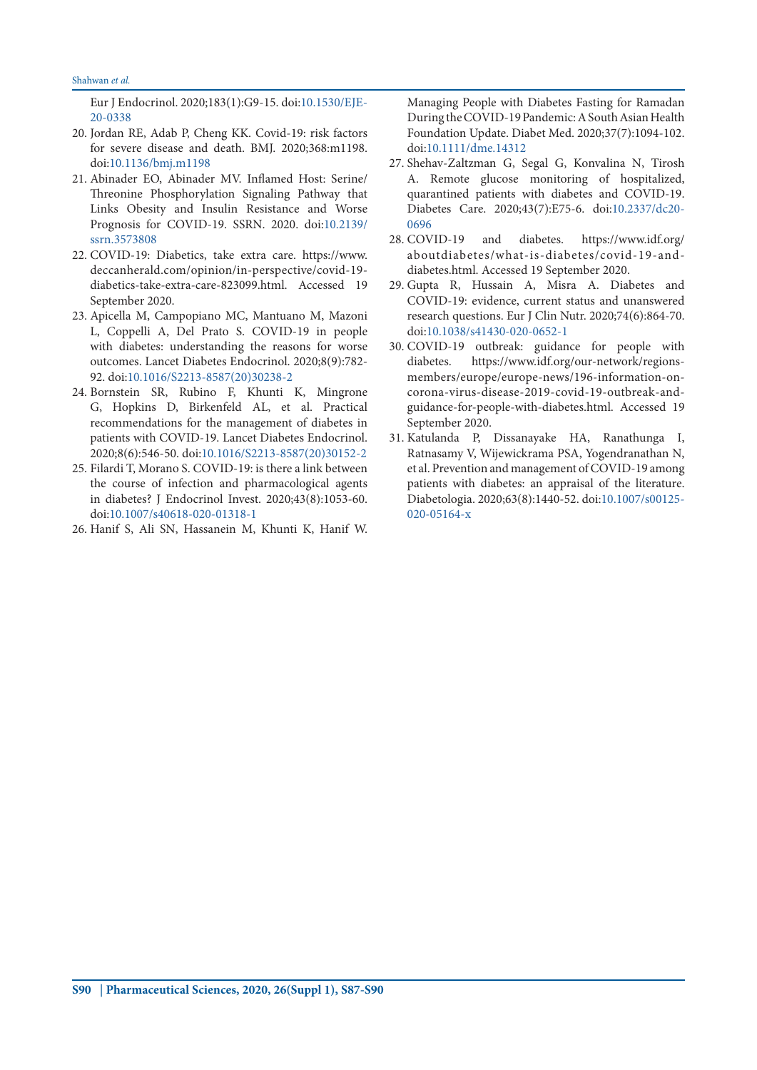Eur J Endocrinol. 2020;183(1):G9-15. doi:10.1530/EJE-20-0338

20. Jordan RE, Adab P, Cheng KK. Covid-19: risk factors for severe disease and death. BMJ. 2020;368:m1198. doi:10.1136/bmj.m1198
21. Abinader EO, Abinader MV. Inflamed Host: Serine/Threonine Phosphorylation Signaling Pathway that Links Obesity and Insulin Resistance and Worse Prognosis for COVID-19. SSRN. 2020. doi:10.2139/ssrn.3573808
22. COVID-19: Diabetics, take extra care. https://www.deccanherald.com/opinion/in-perspective/covid-19-diabetics-take-extra-care-823099.html. Accessed 19 September 2020.
23. Apicella M, Campopiano MC, Mantuano M, Mazoni L, Coppelli A, Del Prato S. COVID-19 in people with diabetes: understanding the reasons for worse outcomes. Lancet Diabetes Endocrinol. 2020;8(9):782-92. doi:10.1016/S2213-8587(20)30238-2
24. Bornstein SR, Rubino F, Khunti K, Mingrone G, Hopkins D, Birkenfeld AL, et al. Practical recommendations for the management of diabetes in patients with COVID-19. Lancet Diabetes Endocrinol. 2020;8(6):546-50. doi:10.1016/S2213-8587(20)30152-2
25. Filardi T, Morano S. COVID-19: is there a link between the course of infection and pharmacological agents in diabetes? J Endocrinol Invest. 2020;43(8):1053-60. doi:10.1007/s40618-020-01318-1
26. Hanif S, Ali SN, Hassanein M, Khunti K, Hanif W. Managing People with Diabetes Fasting for Ramadan During the COVID-19 Pandemic: A South Asian Health Foundation Update. Diabet Med. 2020;37(7):1094-102. doi:10.1111/dme.14312
27. Shehav-Zaltzman G, Segal G, Konvalina N, Tirosh A. Remote glucose monitoring of hospitalized, quarantined patients with diabetes and COVID-19. Diabetes Care. 2020;43(7):E75-6. doi:10.2337/dc20-0696
28. COVID-19 and diabetes. https://www.idf.org/aboutdiabetes/what-is-diabetes/covid-19-and-diabetes.html. Accessed 19 September 2020.
29. Gupta R, Hussain A, Misra A. Diabetes and COVID-19: evidence, current status and unanswered research questions. Eur J Clin Nutr. 2020;74(6):864-70. doi:10.1038/s41430-020-0652-1
30. COVID-19 outbreak: guidance for people with diabetes. https://www.idf.org/our-network/regions-members/europe/europe-news/196-information-on-corona-virus-disease-2019-covid-19-outbreak-and-guidance-for-people-with-diabetes.html. Accessed 19 September 2020.
31. Katulanda P, Dissanayake HA, Ranathunga I, Ratnasamy V, Wijewickrama PSA, Yogendranathan N, et al. Prevention and management of COVID-19 among patients with diabetes: an appraisal of the literature. Diabetologia. 2020;63(8):1440-52. doi:10.1007/s00125-020-05164-x